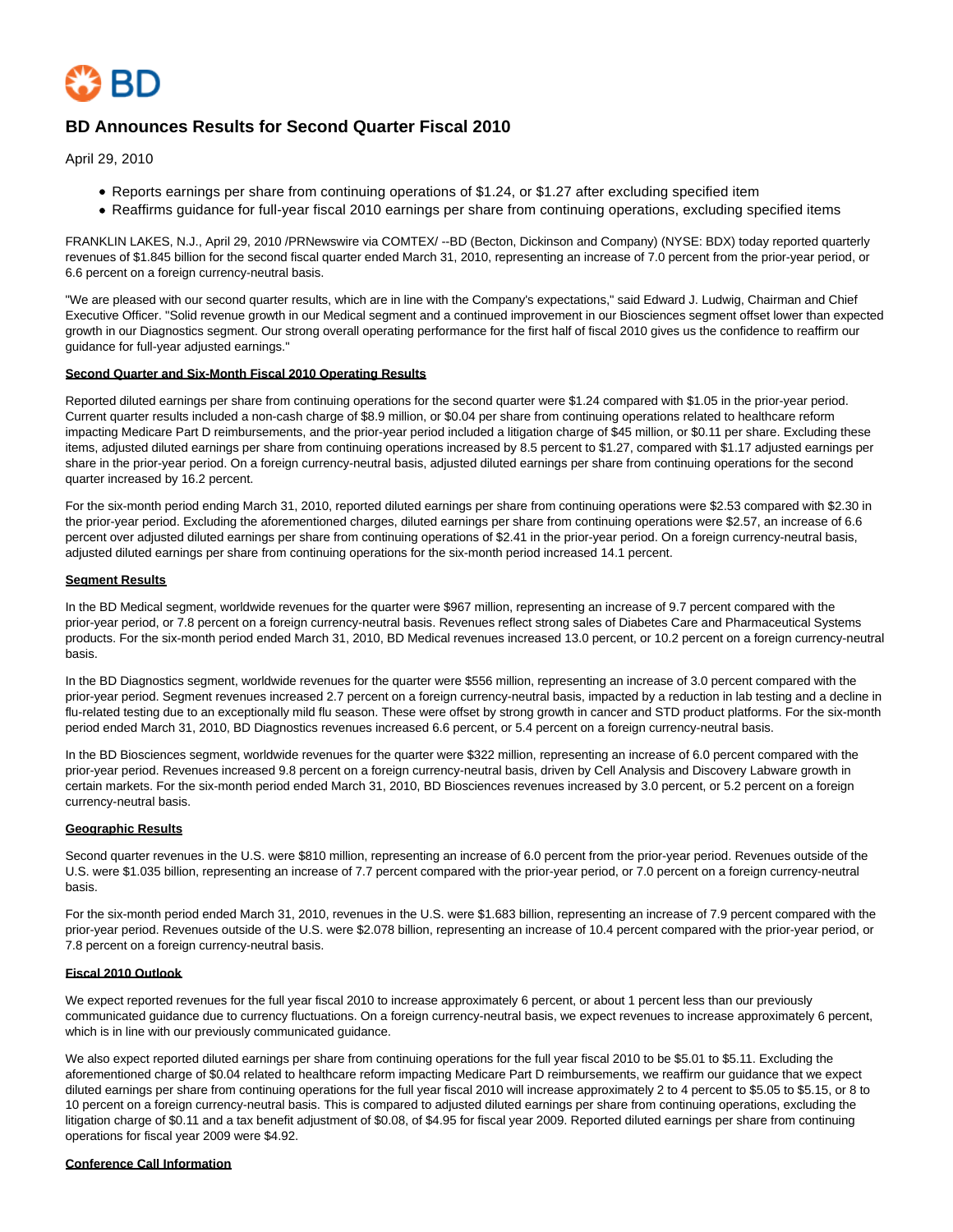# BD Announces Results for Second Quarter Fiscal 2010

April 29, 2010

- Reports earnings per share from continuing operations of $1.24, or $1.27 after excluding specified item
- Reaffirms guidance for full-year fiscal 2010 earnings per share from continuing operations, excluding specified items

FRANKLIN LAKES, N.J., April 29, 2010 /PRNewswire via COMTEX/ --BD (Becton, Dickinson and Company) (NYSE: BDX) today reported quarterly revenues of $1.845 billion for the second fiscal quarter ended March 31, 2010, representing an increase of 7.0 percent from the prior-year period, or 6.6 percent on a foreign currency-neutral basis.

"We are pleased with our second quarter results, which are in line with the Company's expectations," said Edward J. Ludwig, Chairman and Chief Executive Officer. "Solid revenue growth in our Medical segment and a continued improvement in our Biosciences segment offset lower than expected growth in our Diagnostics segment. Our strong overall operating performance for the first half of fiscal 2010 gives us the confidence to reaffirm our guidance for full-year adjusted earnings."

**Second Quarter and Six-Month Fiscal 2010 Operating Results**

Reported diluted earnings per share from continuing operations for the second quarter were $1.24 compared with $1.05 in the prior-year period. Current quarter results included a non-cash charge of $8.9 million, or $0.04 per share from continuing operations related to healthcare reform impacting Medicare Part D reimbursements, and the prior-year period included a litigation charge of $45 million, or $0.11 per share. Excluding these items, adjusted diluted earnings per share from continuing operations increased by 8.5 percent to $1.27, compared with $1.17 adjusted earnings per share in the prior-year period. On a foreign currency-neutral basis, adjusted diluted earnings per share from continuing operations for the second quarter increased by 16.2 percent.

For the six-month period ending March 31, 2010, reported diluted earnings per share from continuing operations were $2.53 compared with $2.30 in the prior-year period. Excluding the aforementioned charges, diluted earnings per share from continuing operations were $2.57, an increase of 6.6 percent over adjusted diluted earnings per share from continuing operations of $2.41 in the prior-year period. On a foreign currency-neutral basis, adjusted diluted earnings per share from continuing operations for the six-month period increased 14.1 percent.

**Segment Results**

In the BD Medical segment, worldwide revenues for the quarter were $967 million, representing an increase of 9.7 percent compared with the prior-year period, or 7.8 percent on a foreign currency-neutral basis. Revenues reflect strong sales of Diabetes Care and Pharmaceutical Systems products. For the six-month period ended March 31, 2010, BD Medical revenues increased 13.0 percent, or 10.2 percent on a foreign currency-neutral basis.

In the BD Diagnostics segment, worldwide revenues for the quarter were $556 million, representing an increase of 3.0 percent compared with the prior-year period. Segment revenues increased 2.7 percent on a foreign currency-neutral basis, impacted by a reduction in lab testing and a decline in flu-related testing due to an exceptionally mild flu season. These were offset by strong growth in cancer and STD product platforms. For the six-month period ended March 31, 2010, BD Diagnostics revenues increased 6.6 percent, or 5.4 percent on a foreign currency-neutral basis.

In the BD Biosciences segment, worldwide revenues for the quarter were $322 million, representing an increase of 6.0 percent compared with the prior-year period. Revenues increased 9.8 percent on a foreign currency-neutral basis, driven by Cell Analysis and Discovery Labware growth in certain markets. For the six-month period ended March 31, 2010, BD Biosciences revenues increased by 3.0 percent, or 5.2 percent on a foreign currency-neutral basis.

**Geographic Results**

Second quarter revenues in the U.S. were $810 million, representing an increase of 6.0 percent from the prior-year period. Revenues outside of the U.S. were $1.035 billion, representing an increase of 7.7 percent compared with the prior-year period, or 7.0 percent on a foreign currency-neutral basis.

For the six-month period ended March 31, 2010, revenues in the U.S. were $1.683 billion, representing an increase of 7.9 percent compared with the prior-year period. Revenues outside of the U.S. were $2.078 billion, representing an increase of 10.4 percent compared with the prior-year period, or 7.8 percent on a foreign currency-neutral basis.

**Fiscal 2010 Outlook**

We expect reported revenues for the full year fiscal 2010 to increase approximately 6 percent, or about 1 percent less than our previously communicated guidance due to currency fluctuations. On a foreign currency-neutral basis, we expect revenues to increase approximately 6 percent, which is in line with our previously communicated guidance.

We also expect reported diluted earnings per share from continuing operations for the full year fiscal 2010 to be $5.01 to $5.11. Excluding the aforementioned charge of $0.04 related to healthcare reform impacting Medicare Part D reimbursements, we reaffirm our guidance that we expect diluted earnings per share from continuing operations for the full year fiscal 2010 will increase approximately 2 to 4 percent to $5.05 to $5.15, or 8 to 10 percent on a foreign currency-neutral basis. This is compared to adjusted diluted earnings per share from continuing operations, excluding the litigation charge of $0.11 and a tax benefit adjustment of $0.08, of $4.95 for fiscal year 2009. Reported diluted earnings per share from continuing operations for fiscal year 2009 were $4.92.

**Conference Call Information**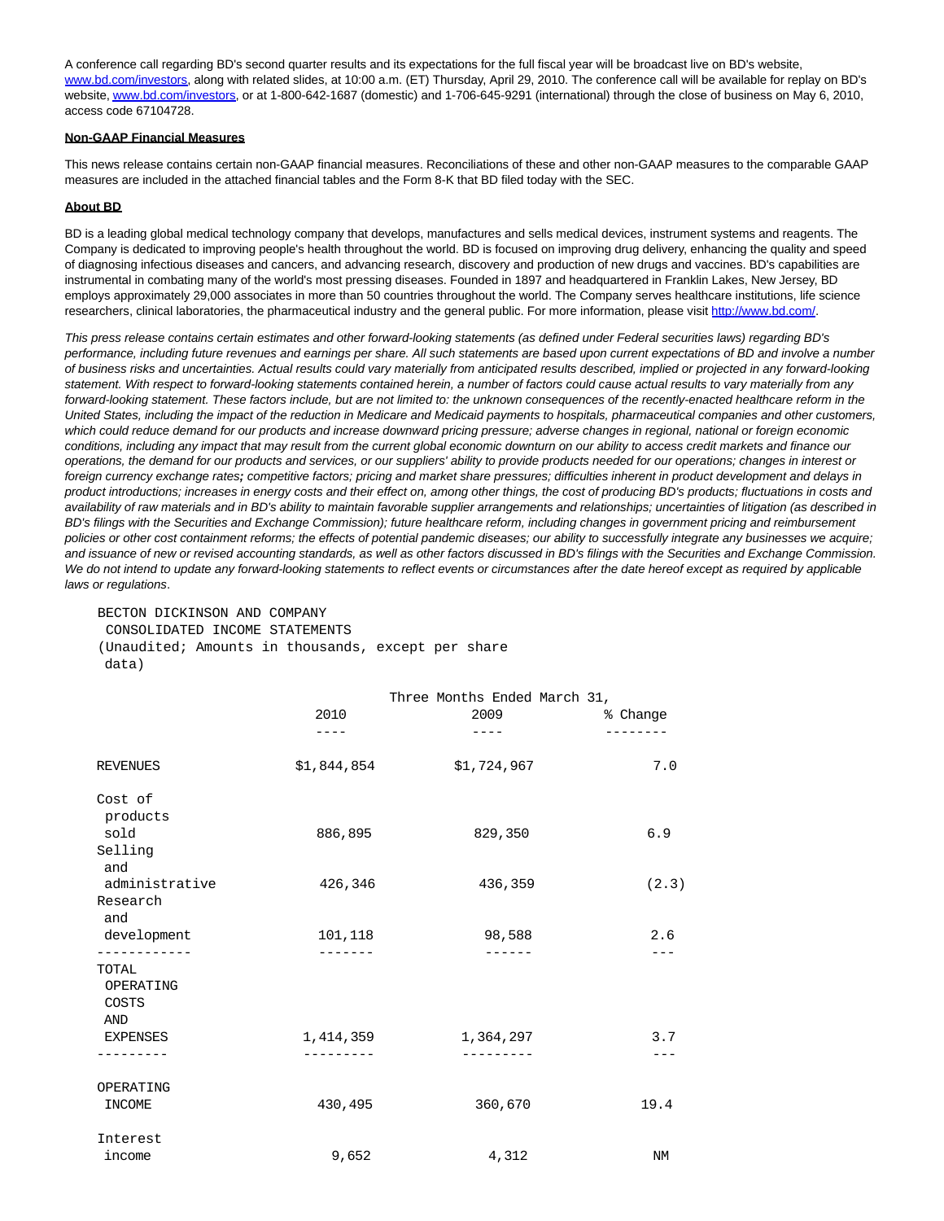A conference call regarding BD's second quarter results and its expectations for the full fiscal year will be broadcast live on BD's website, www.bd.com/investors, along with related slides, at 10:00 a.m. (ET) Thursday, April 29, 2010. The conference call will be available for replay on BD's website, www.bd.com/investors, or at 1-800-642-1687 (domestic) and 1-706-645-9291 (international) through the close of business on May 6, 2010, access code 67104728.

**Non-GAAP Financial Measures**

This news release contains certain non-GAAP financial measures. Reconciliations of these and other non-GAAP measures to the comparable GAAP measures are included in the attached financial tables and the Form 8-K that BD filed today with the SEC.

**About BD**

BD is a leading global medical technology company that develops, manufactures and sells medical devices, instrument systems and reagents. The Company is dedicated to improving people's health throughout the world. BD is focused on improving drug delivery, enhancing the quality and speed of diagnosing infectious diseases and cancers, and advancing research, discovery and production of new drugs and vaccines. BD's capabilities are instrumental in combating many of the world's most pressing diseases. Founded in 1897 and headquartered in Franklin Lakes, New Jersey, BD employs approximately 29,000 associates in more than 50 countries throughout the world. The Company serves healthcare institutions, life science researchers, clinical laboratories, the pharmaceutical industry and the general public. For more information, please visit http://www.bd.com/.

*This press release contains certain estimates and other forward-looking statements (as defined under Federal securities laws) regarding BD's performance, including future revenues and earnings per share. All such statements are based upon current expectations of BD and involve a number of business risks and uncertainties. Actual results could vary materially from anticipated results described, implied or projected in any forward-looking statement. With respect to forward-looking statements contained herein, a number of factors could cause actual results to vary materially from any forward-looking statement. These factors include, but are not limited to: the unknown consequences of the recently-enacted healthcare reform in the United States, including the impact of the reduction in Medicare and Medicaid payments to hospitals, pharmaceutical companies and other customers, which could reduce demand for our products and increase downward pricing pressure; adverse changes in regional, national or foreign economic conditions, including any impact that may result from the current global economic downturn on our ability to access credit markets and finance our operations, the demand for our products and services, or our suppliers' ability to provide products needed for our operations; changes in interest or foreign currency exchange rates; competitive factors; pricing and market share pressures; difficulties inherent in product development and delays in product introductions; increases in energy costs and their effect on, among other things, the cost of producing BD's products; fluctuations in costs and availability of raw materials and in BD's ability to maintain favorable supplier arrangements and relationships; uncertainties of litigation (as described in BD's filings with the Securities and Exchange Commission); future healthcare reform, including changes in government pricing and reimbursement policies or other cost containment reforms; the effects of potential pandemic diseases; our ability to successfully integrate any businesses we acquire; and issuance of new or revised accounting standards, as well as other factors discussed in BD's filings with the Securities and Exchange Commission. We do not intend to update any forward-looking statements to reflect events or circumstances after the date hereof except as required by applicable laws or regulations*.

BECTON DICKINSON AND COMPANY
CONSOLIDATED INCOME STATEMENTS
(Unaudited; Amounts in thousands, except per share data)

| | Three Months Ended March 31, | | |
|---|---|---|---|
| | 2010 | 2009 | % Change |
| REVENUES | $1,844,854 | $1,724,967 | 7.0 |
| Cost of products sold | 886,895 | 829,350 | 6.9 |
| Selling and administrative | 426,346 | 436,359 | (2.3) |
| Research and development | 101,118 | 98,588 | 2.6 |
| TOTAL OPERATING COSTS AND EXPENSES | 1,414,359 | 1,364,297 | 3.7 |
| OPERATING INCOME | 430,495 | 360,670 | 19.4 |
| Interest income | 9,652 | 4,312 | NM |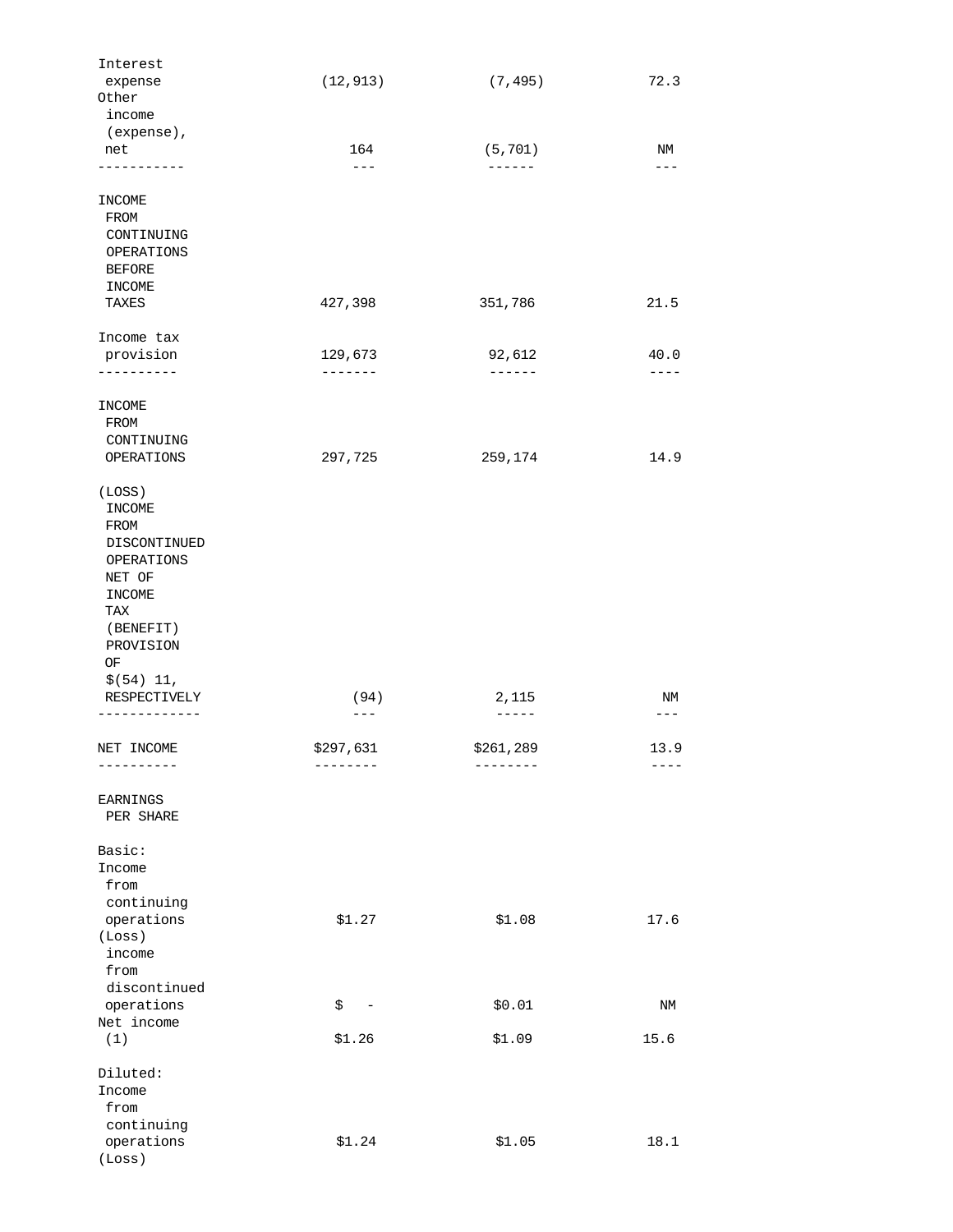| | | | |
|---|---|---|---|
| Interest expense | (12,913) | (7,495) | 72.3 |
| Other income (expense), net | 164 | (5,701) | NM |
| INCOME FROM CONTINUING OPERATIONS BEFORE INCOME TAXES | 427,398 | 351,786 | 21.5 |
| Income tax provision | 129,673 | 92,612 | 40.0 |
| INCOME FROM CONTINUING OPERATIONS | 297,725 | 259,174 | 14.9 |
| (LOSS) INCOME FROM DISCONTINUED OPERATIONS NET OF INCOME TAX (BENEFIT) PROVISION OF $(54) 11, RESPECTIVELY | (94) | 2,115 | NM |
| NET INCOME | $297,631 | $261,289 | 13.9 |
| EARNINGS PER SHARE | | | |
| Basic: | | | |
| Income from continuing operations | $1.27 | $1.08 | 17.6 |
| (Loss) income from discontinued operations | $ - | $0.01 | NM |
| Net income (1) | $1.26 | $1.09 | 15.6 |
| Diluted: | | | |
| Income from continuing operations | $1.24 | $1.05 | 18.1 |
| (Loss) | | | |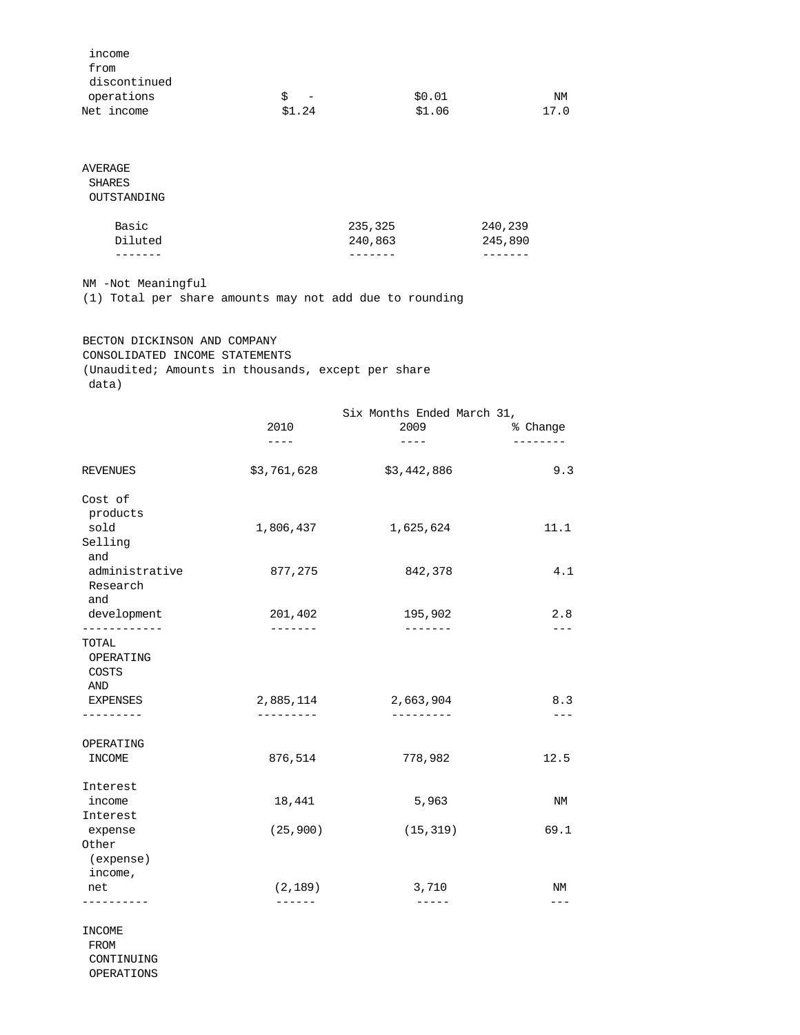| | | | |
|---|---|---|---|
| income from discontinued operations | $ - | $0.01 | NM |
| Net income | $1.24 | $1.06 | 17.0 |

| AVERAGE SHARES OUTSTANDING | | |
|---|---|---|
| Basic | 235,325 | 240,239 |
| Diluted | 240,863 | 245,890 |

NM -Not Meaningful
(1) Total per share amounts may not add due to rounding

BECTON DICKINSON AND COMPANY
CONSOLIDATED INCOME STATEMENTS
(Unaudited; Amounts in thousands, except per share data)

| | Six Months Ended March 31, | | |
|---|---|---|---|
| | 2010 | 2009 | % Change |
| REVENUES | $3,761,628 | $3,442,886 | 9.3 |
| Cost of products sold | 1,806,437 | 1,625,624 | 11.1 |
| Selling and administrative | 877,275 | 842,378 | 4.1 |
| Research and development | 201,402 | 195,902 | 2.8 |
| TOTAL OPERATING COSTS AND EXPENSES | 2,885,114 | 2,663,904 | 8.3 |
| OPERATING INCOME | 876,514 | 778,982 | 12.5 |
| Interest income | 18,441 | 5,963 | NM |
| Interest expense | (25,900) | (15,319) | 69.1 |
| Other (expense) income, net | (2,189) | 3,710 | NM |
| INCOME FROM CONTINUING OPERATIONS | | | |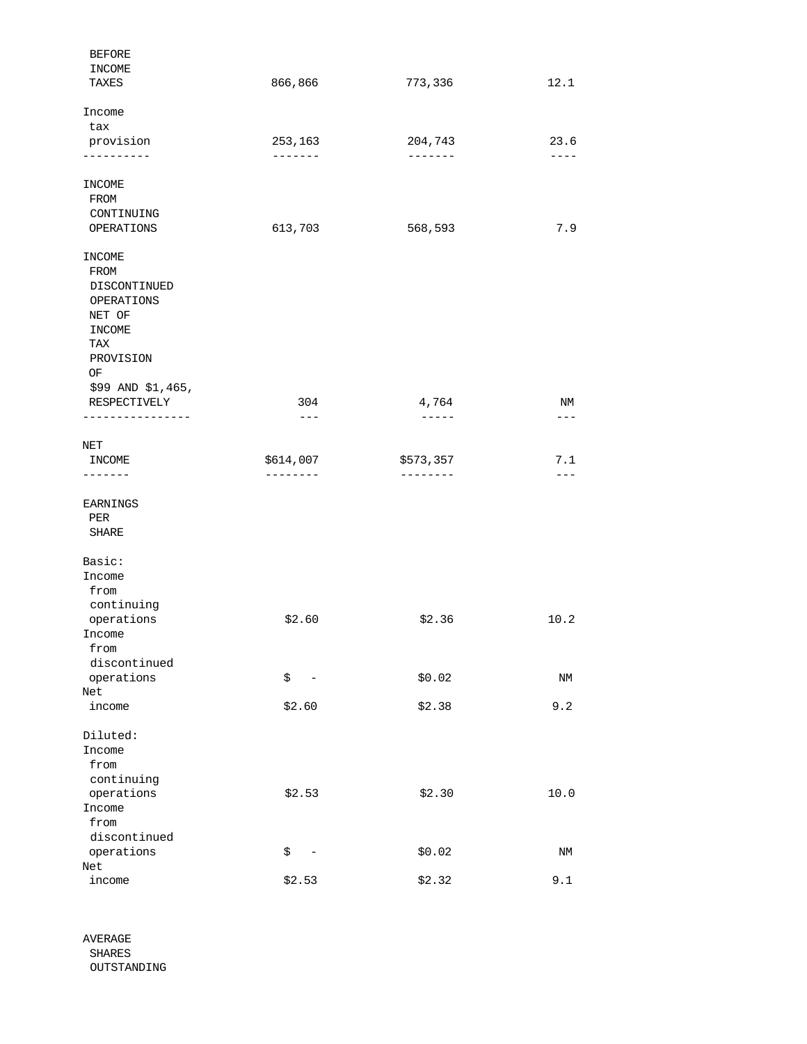| | | | |
|---|---|---|---|
| BEFORE INCOME TAXES | 866,866 | 773,336 | 12.1 |
| Income tax provision | 253,163 | 204,743 | 23.6 |
| INCOME FROM CONTINUING OPERATIONS | 613,703 | 568,593 | 7.9 |
| INCOME FROM DISCONTINUED OPERATIONS NET OF INCOME TAX PROVISION OF $99 AND $1,465, RESPECTIVELY | 304 | 4,764 | NM |
| NET INCOME | $614,007 | $573,357 | 7.1 |
| EARNINGS PER SHARE | | | |
| Basic: | | | |
| Income from continuing operations | $2.60 | $2.36 | 10.2 |
| Income from discontinued operations | $ - | $0.02 | NM |
| Net income | $2.60 | $2.38 | 9.2 |
| Diluted: | | | |
| Income from continuing operations | $2.53 | $2.30 | 10.0 |
| Income from discontinued operations | $ - | $0.02 | NM |
| Net income | $2.53 | $2.32 | 9.1 |
| AVERAGE SHARES OUTSTANDING | | | |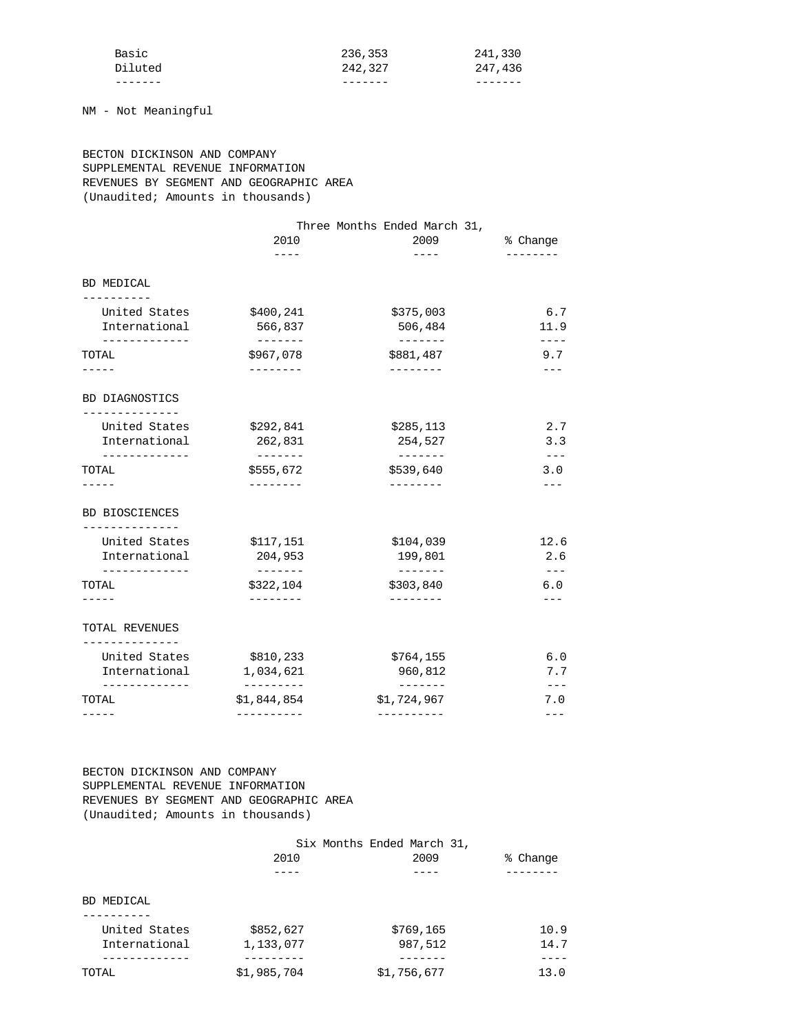| | | |
|---|---|---|
| Basic | 236,353 | 241,330 |
| Diluted | 242,327 | 247,436 |

NM - Not Meaningful

BECTON DICKINSON AND COMPANY
SUPPLEMENTAL REVENUE INFORMATION
REVENUES BY SEGMENT AND GEOGRAPHIC AREA
(Unaudited; Amounts in thousands)

| | Three Months Ended March 31, | | |
|---|---|---|---|
| | 2010 | 2009 | % Change |
| **BD MEDICAL** | | | |
| United States | $400,241 | $375,003 | 6.7 |
| International | 566,837 | 506,484 | 11.9 |
| TOTAL | $967,078 | $881,487 | 9.7 |
| **BD DIAGNOSTICS** | | | |
| United States | $292,841 | $285,113 | 2.7 |
| International | 262,831 | 254,527 | 3.3 |
| TOTAL | $555,672 | $539,640 | 3.0 |
| **BD BIOSCIENCES** | | | |
| United States | $117,151 | $104,039 | 12.6 |
| International | 204,953 | 199,801 | 2.6 |
| TOTAL | $322,104 | $303,840 | 6.0 |
| **TOTAL REVENUES** | | | |
| United States | $810,233 | $764,155 | 6.0 |
| International | 1,034,621 | 960,812 | 7.7 |
| TOTAL | $1,844,854 | $1,724,967 | 7.0 |

BECTON DICKINSON AND COMPANY
SUPPLEMENTAL REVENUE INFORMATION
REVENUES BY SEGMENT AND GEOGRAPHIC AREA
(Unaudited; Amounts in thousands)

| | Six Months Ended March 31, | | |
|---|---|---|---|
| | 2010 | 2009 | % Change |
| **BD MEDICAL** | | | |
| United States | $852,627 | $769,165 | 10.9 |
| International | 1,133,077 | 987,512 | 14.7 |
| TOTAL | $1,985,704 | $1,756,677 | 13.0 |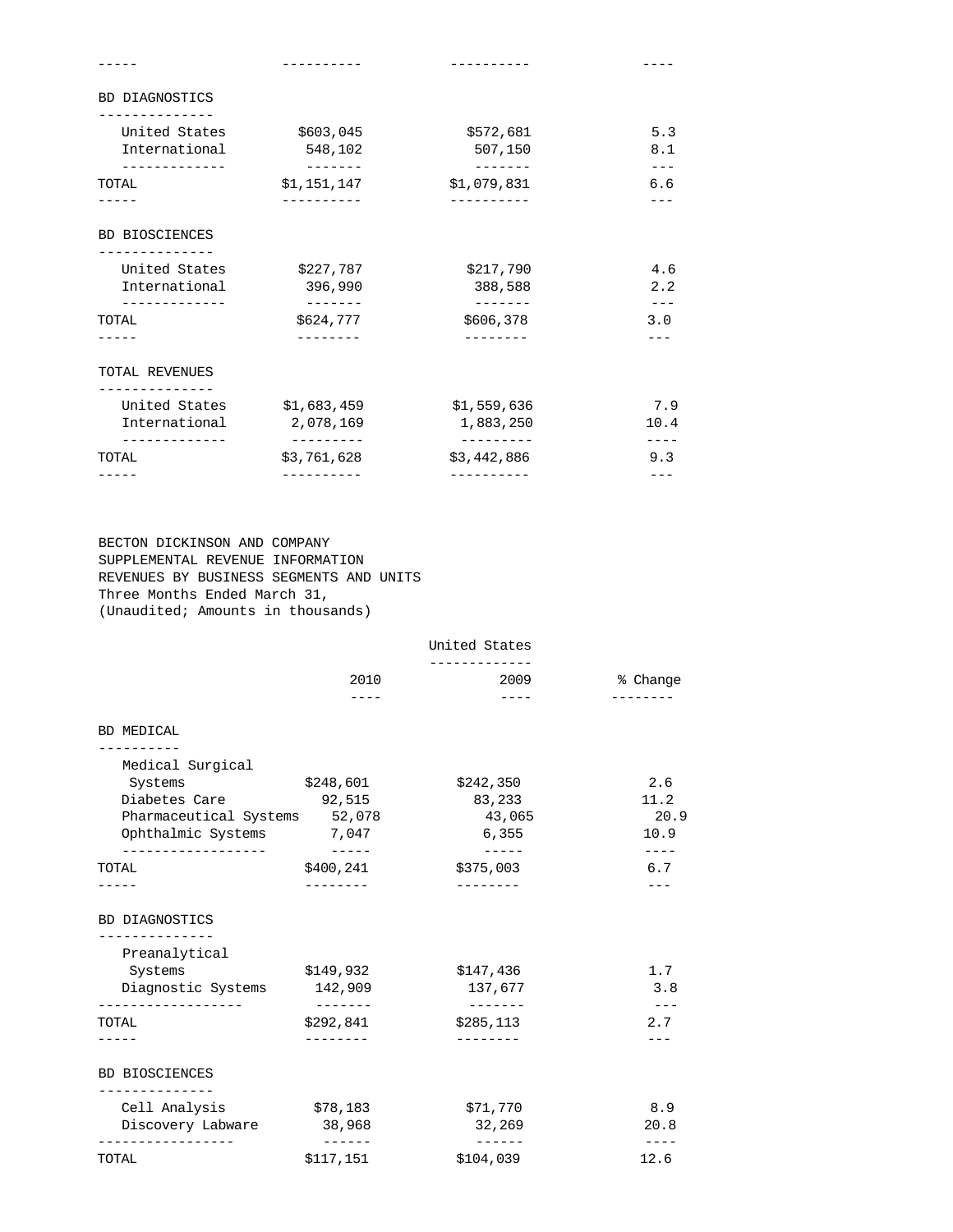| | | | |
|---|---|---|---|
| **BD DIAGNOSTICS** | | | |
| United States | $603,045 | $572,681 | 5.3 |
| International | 548,102 | 507,150 | 8.1 |
| TOTAL | $1,151,147 | $1,079,831 | 6.6 |
| **BD BIOSCIENCES** | | | |
| United States | $227,787 | $217,790 | 4.6 |
| International | 396,990 | 388,588 | 2.2 |
| TOTAL | $624,777 | $606,378 | 3.0 |
| **TOTAL REVENUES** | | | |
| United States | $1,683,459 | $1,559,636 | 7.9 |
| International | 2,078,169 | 1,883,250 | 10.4 |
| TOTAL | $3,761,628 | $3,442,886 | 9.3 |

BECTON DICKINSON AND COMPANY
SUPPLEMENTAL REVENUE INFORMATION
REVENUES BY BUSINESS SEGMENTS AND UNITS
Three Months Ended March 31,
(Unaudited; Amounts in thousands)

| | United States | | |
|---|---|---|---|
| | 2010 | 2009 | % Change |
| **BD MEDICAL** | | | |
| Medical Surgical Systems | $248,601 | $242,350 | 2.6 |
| Diabetes Care | 92,515 | 83,233 | 11.2 |
| Pharmaceutical Systems | 52,078 | 43,065 | 20.9 |
| Ophthalmic Systems | 7,047 | 6,355 | 10.9 |
| TOTAL | $400,241 | $375,003 | 6.7 |
| **BD DIAGNOSTICS** | | | |
| Preanalytical Systems | $149,932 | $147,436 | 1.7 |
| Diagnostic Systems | 142,909 | 137,677 | 3.8 |
| TOTAL | $292,841 | $285,113 | 2.7 |
| **BD BIOSCIENCES** | | | |
| Cell Analysis | $78,183 | $71,770 | 8.9 |
| Discovery Labware | 38,968 | 32,269 | 20.8 |
| TOTAL | $117,151 | $104,039 | 12.6 |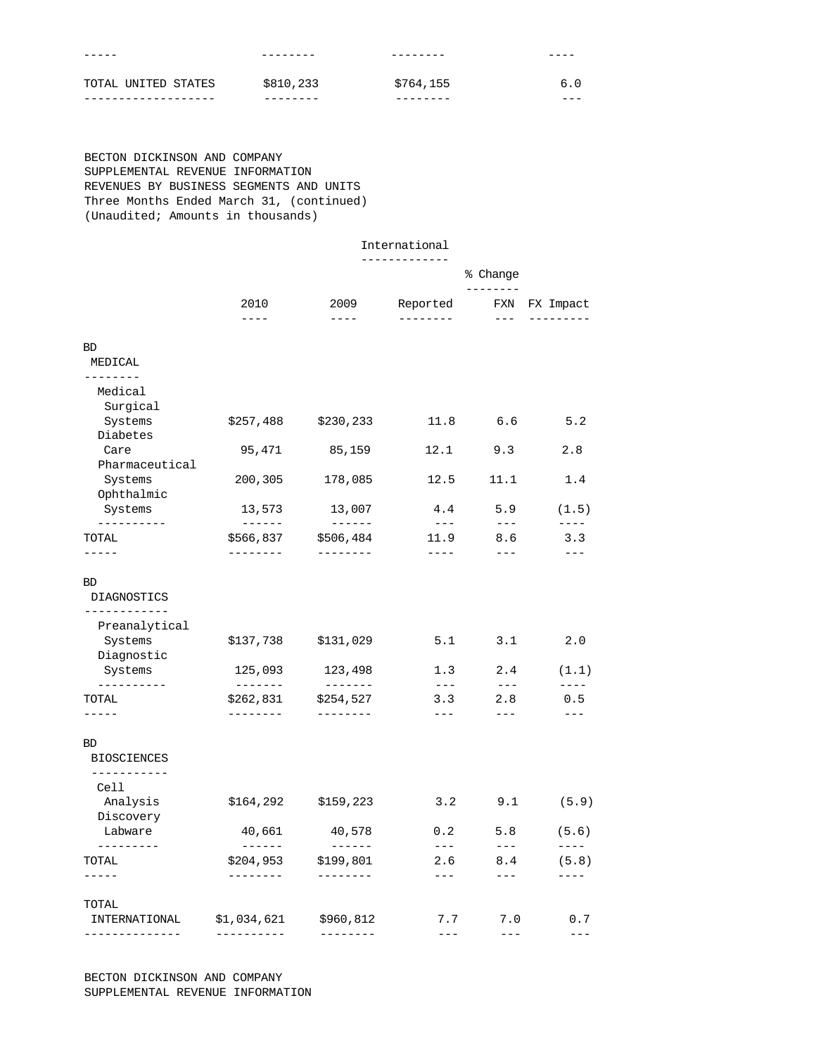| | | | |
|---|---|---|---|
| TOTAL UNITED STATES | $810,233 | $764,155 | 6.0 |

BECTON DICKINSON AND COMPANY
SUPPLEMENTAL REVENUE INFORMATION
REVENUES BY BUSINESS SEGMENTS AND UNITS
Three Months Ended March 31, (continued)
(Unaudited; Amounts in thousands)

| | International | | | | |
|---|---|---|---|---|---|
| | | | % Change | | |
| | 2010 | 2009 | Reported | FXN | FX Impact |
| **BD MEDICAL** | | | | | |
| Medical Surgical Systems | $257,488 | $230,233 | 11.8 | 6.6 | 5.2 |
| Diabetes Care | 95,471 | 85,159 | 12.1 | 9.3 | 2.8 |
| Pharmaceutical Systems | 200,305 | 178,085 | 12.5 | 11.1 | 1.4 |
| Ophthalmic Systems | 13,573 | 13,007 | 4.4 | 5.9 | (1.5) |
| TOTAL | $566,837 | $506,484 | 11.9 | 8.6 | 3.3 |
| **BD DIAGNOSTICS** | | | | | |
| Preanalytical Systems | $137,738 | $131,029 | 5.1 | 3.1 | 2.0 |
| Diagnostic Systems | 125,093 | 123,498 | 1.3 | 2.4 | (1.1) |
| TOTAL | $262,831 | $254,527 | 3.3 | 2.8 | 0.5 |
| **BD BIOSCIENCES** | | | | | |
| Cell Analysis | $164,292 | $159,223 | 3.2 | 9.1 | (5.9) |
| Discovery Labware | 40,661 | 40,578 | 0.2 | 5.8 | (5.6) |
| TOTAL | $204,953 | $199,801 | 2.6 | 8.4 | (5.8) |
| TOTAL INTERNATIONAL | $1,034,621 | $960,812 | 7.7 | 7.0 | 0.7 |

BECTON DICKINSON AND COMPANY
SUPPLEMENTAL REVENUE INFORMATION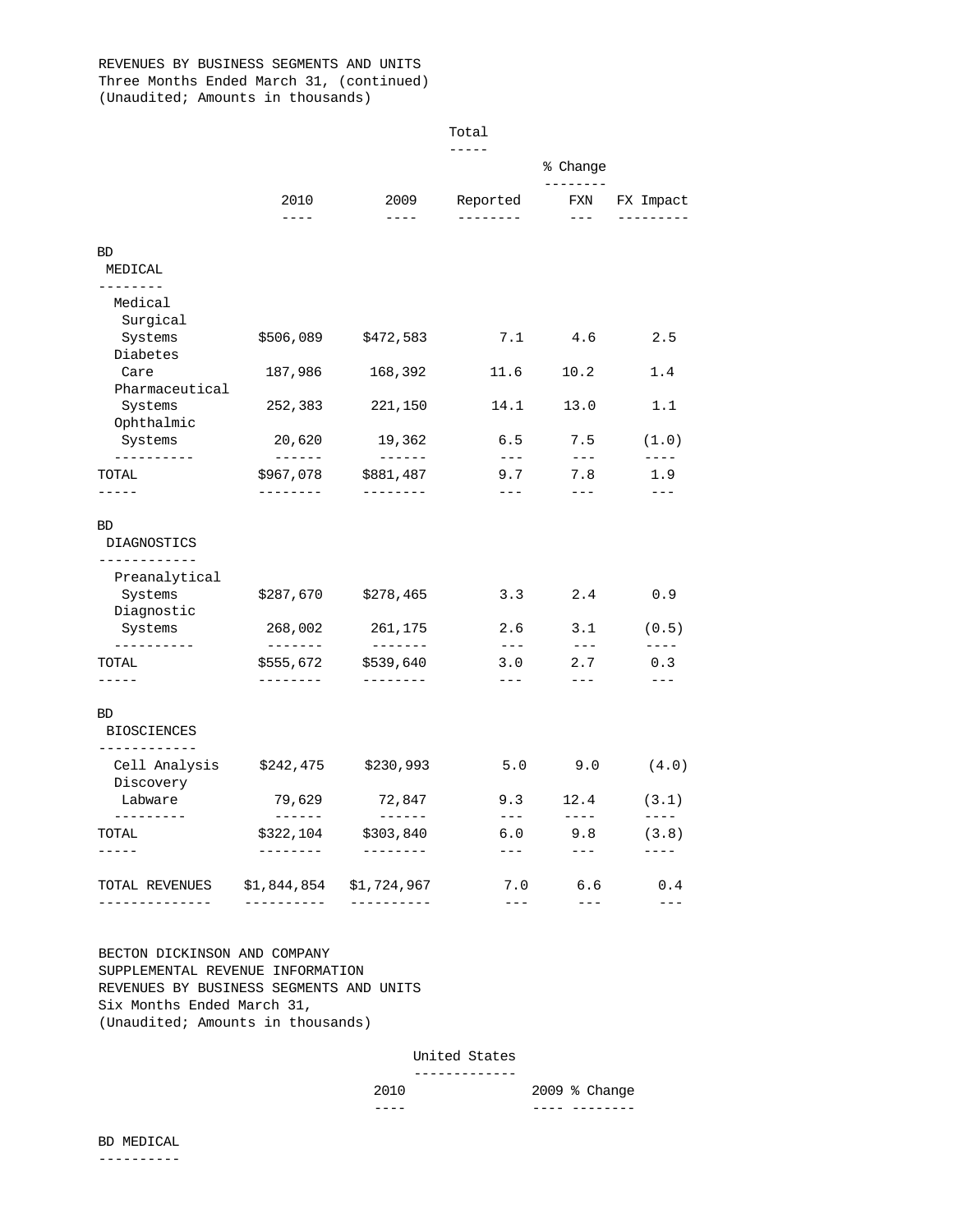REVENUES BY BUSINESS SEGMENTS AND UNITS
Three Months Ended March 31, (continued)
(Unaudited; Amounts in thousands)

| | Total | | | | |
|---|---|---|---|---|---|
| | | | % Change | | |
| | 2010 | 2009 | Reported | FXN | FX Impact |
| **BD MEDICAL** | | | | | |
| Medical Surgical Systems | $506,089 | $472,583 | 7.1 | 4.6 | 2.5 |
| Diabetes Care | 187,986 | 168,392 | 11.6 | 10.2 | 1.4 |
| Pharmaceutical Systems | 252,383 | 221,150 | 14.1 | 13.0 | 1.1 |
| Ophthalmic Systems | 20,620 | 19,362 | 6.5 | 7.5 | (1.0) |
| TOTAL | $967,078 | $881,487 | 9.7 | 7.8 | 1.9 |
| **BD DIAGNOSTICS** | | | | | |
| Preanalytical Systems | $287,670 | $278,465 | 3.3 | 2.4 | 0.9 |
| Diagnostic Systems | 268,002 | 261,175 | 2.6 | 3.1 | (0.5) |
| TOTAL | $555,672 | $539,640 | 3.0 | 2.7 | 0.3 |
| **BD BIOSCIENCES** | | | | | |
| Cell Analysis | $242,475 | $230,993 | 5.0 | 9.0 | (4.0) |
| Discovery Labware | 79,629 | 72,847 | 9.3 | 12.4 | (3.1) |
| TOTAL | $322,104 | $303,840 | 6.0 | 9.8 | (3.8) |
| TOTAL REVENUES | $1,844,854 | $1,724,967 | 7.0 | 6.6 | 0.4 |

BECTON DICKINSON AND COMPANY
SUPPLEMENTAL REVENUE INFORMATION
REVENUES BY BUSINESS SEGMENTS AND UNITS
Six Months Ended March 31,
(Unaudited; Amounts in thousands)

| | United States | | |
|---|---|---|---|
| | 2010 | 2009 | % Change |
| **BD MEDICAL** | | | |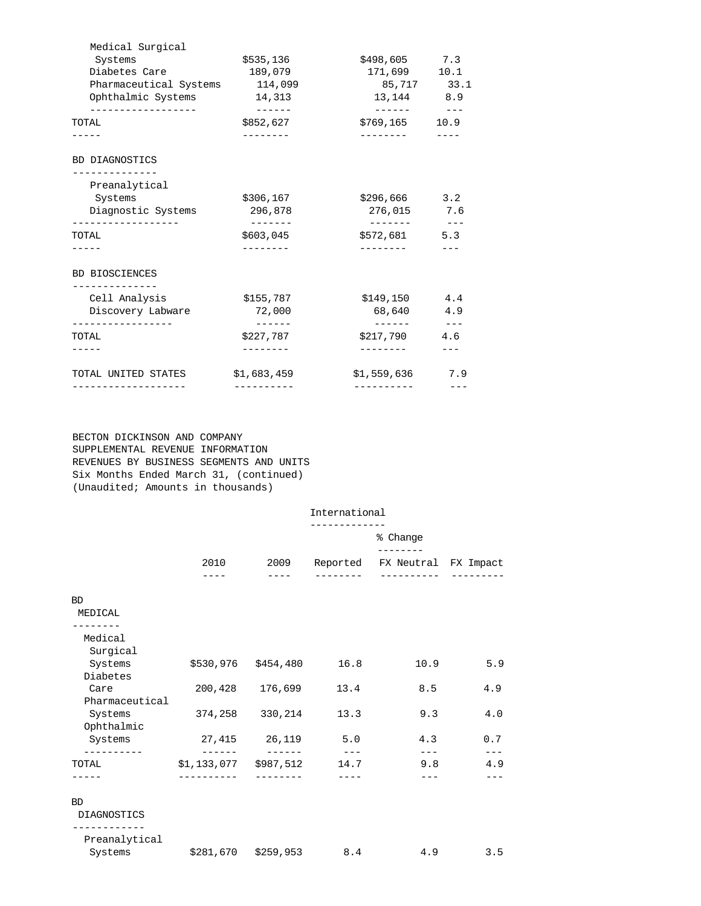| | | | |
|---|---|---|---|
| Medical Surgical Systems | $535,136 | $498,605 | 7.3 |
| Diabetes Care | 189,079 | 171,699 | 10.1 |
| Pharmaceutical Systems | 114,099 | 85,717 | 33.1 |
| Ophthalmic Systems | 14,313 | 13,144 | 8.9 |
| TOTAL | $852,627 | $769,165 | 10.9 |
| **BD DIAGNOSTICS** | | | |
| Preanalytical Systems | $306,167 | $296,666 | 3.2 |
| Diagnostic Systems | 296,878 | 276,015 | 7.6 |
| TOTAL | $603,045 | $572,681 | 5.3 |
| **BD BIOSCIENCES** | | | |
| Cell Analysis | $155,787 | $149,150 | 4.4 |
| Discovery Labware | 72,000 | 68,640 | 4.9 |
| TOTAL | $227,787 | $217,790 | 4.6 |
| TOTAL UNITED STATES | $1,683,459 | $1,559,636 | 7.9 |

BECTON DICKINSON AND COMPANY
SUPPLEMENTAL REVENUE INFORMATION
REVENUES BY BUSINESS SEGMENTS AND UNITS
Six Months Ended March 31, (continued)
(Unaudited; Amounts in thousands)

| | International | | | | |
|---|---|---|---|---|---|
| | | | % Change | | |
| | 2010 | 2009 | Reported | FX Neutral | FX Impact |
| **BD MEDICAL** | | | | | |
| Medical Surgical Systems | $530,976 | $454,480 | 16.8 | 10.9 | 5.9 |
| Diabetes Care | 200,428 | 176,699 | 13.4 | 8.5 | 4.9 |
| Pharmaceutical Systems | 374,258 | 330,214 | 13.3 | 9.3 | 4.0 |
| Ophthalmic Systems | 27,415 | 26,119 | 5.0 | 4.3 | 0.7 |
| TOTAL | $1,133,077 | $987,512 | 14.7 | 9.8 | 4.9 |
| **BD DIAGNOSTICS** | | | | | |
| Preanalytical Systems | $281,670 | $259,953 | 8.4 | 4.9 | 3.5 |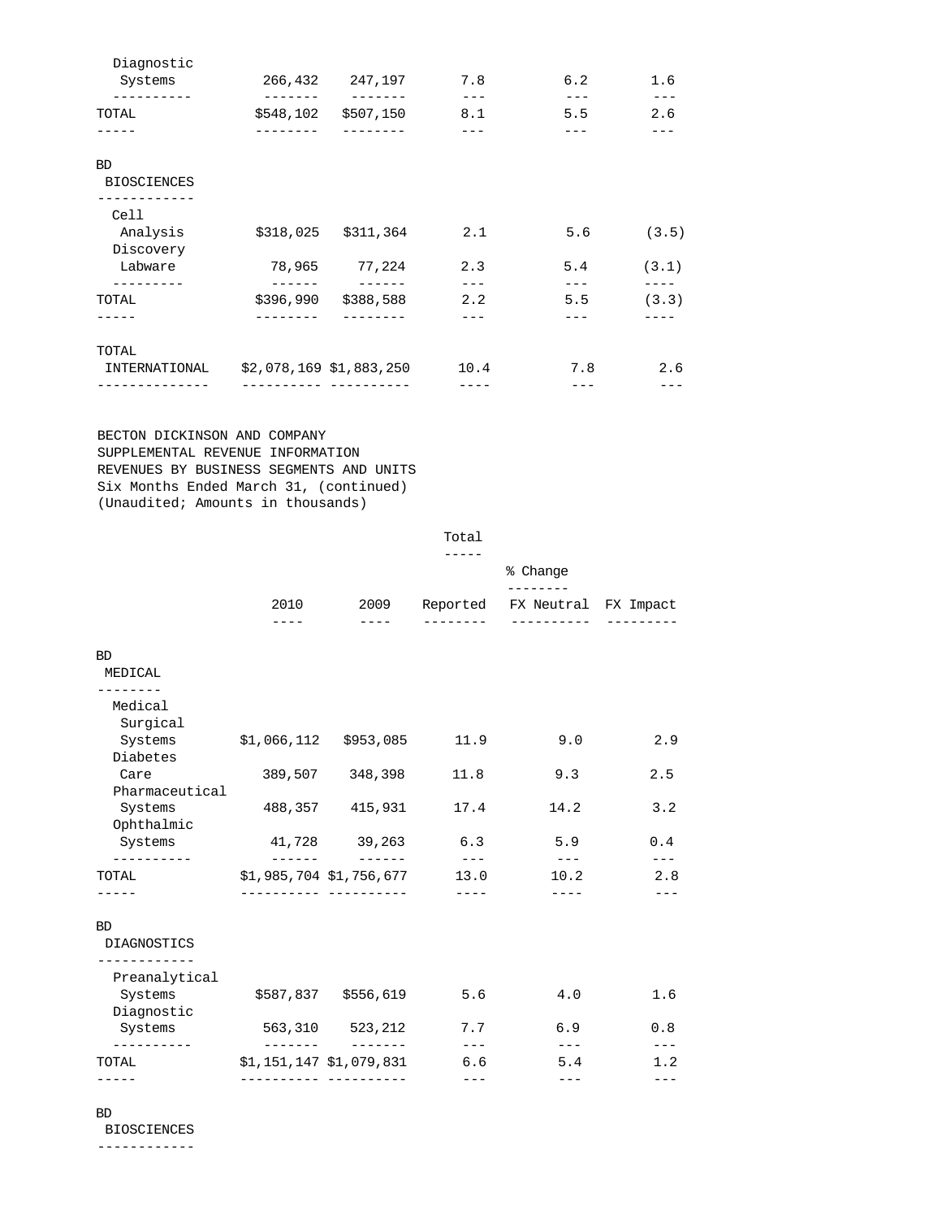| | 2010 | 2009 | Reported | FX Neutral | FX Impact |
|---|---|---|---|---|---|
| Diagnostic Systems | 266,432 | 247,197 | 7.8 | 6.2 | 1.6 |
| TOTAL | $548,102 | $507,150 | 8.1 | 5.5 | 2.6 |
| **BD BIOSCIENCES** | | | | | |
| Cell Analysis | $318,025 | $311,364 | 2.1 | 5.6 | (3.5) |
| Discovery Labware | 78,965 | 77,224 | 2.3 | 5.4 | (3.1) |
| TOTAL | $396,990 | $388,588 | 2.2 | 5.5 | (3.3) |
| TOTAL INTERNATIONAL | $2,078,169 | $1,883,250 | 10.4 | 7.8 | 2.6 |

BECTON DICKINSON AND COMPANY
SUPPLEMENTAL REVENUE INFORMATION
REVENUES BY BUSINESS SEGMENTS AND UNITS
Six Months Ended March 31, (continued)
(Unaudited; Amounts in thousands)

| | Total | | | | |
|---|---|---|---|---|---|
| | | | % Change | | |
| | 2010 | 2009 | Reported | FX Neutral | FX Impact |
| **BD MEDICAL** | | | | | |
| Medical Surgical Systems | $1,066,112 | $953,085 | 11.9 | 9.0 | 2.9 |
| Diabetes Care | 389,507 | 348,398 | 11.8 | 9.3 | 2.5 |
| Pharmaceutical Systems | 488,357 | 415,931 | 17.4 | 14.2 | 3.2 |
| Ophthalmic Systems | 41,728 | 39,263 | 6.3 | 5.9 | 0.4 |
| TOTAL | $1,985,704 | $1,756,677 | 13.0 | 10.2 | 2.8 |
| **BD DIAGNOSTICS** | | | | | |
| Preanalytical Systems | $587,837 | $556,619 | 5.6 | 4.0 | 1.6 |
| Diagnostic Systems | 563,310 | 523,212 | 7.7 | 6.9 | 0.8 |
| TOTAL | $1,151,147 | $1,079,831 | 6.6 | 5.4 | 1.2 |
| **BD BIOSCIENCES** | | | | | |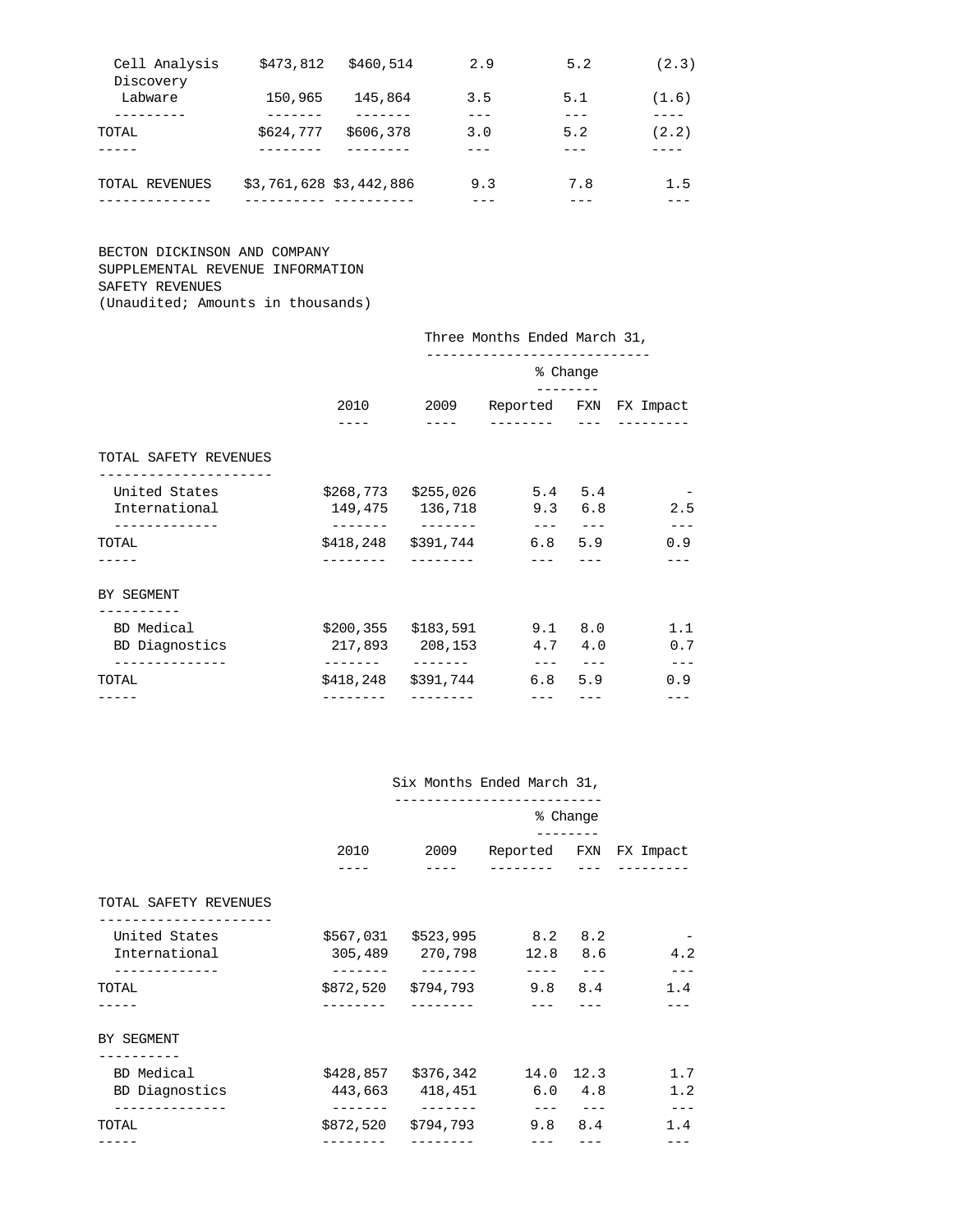| | | | | | |
|---|---|---|---|---|---|
| Cell Analysis | $473,812 | $460,514 | 2.9 | 5.2 | (2.3) |
| Discovery Labware | 150,965 | 145,864 | 3.5 | 5.1 | (1.6) |
| TOTAL | $624,777 | $606,378 | 3.0 | 5.2 | (2.2) |
| TOTAL REVENUES | $3,761,628 | $3,442,886 | 9.3 | 7.8 | 1.5 |

BECTON DICKINSON AND COMPANY
SUPPLEMENTAL REVENUE INFORMATION
SAFETY REVENUES
(Unaudited; Amounts in thousands)

| | Three Months Ended March 31, | | | | |
|---|---|---|---|---|---|
| | | | % Change | | |
| | 2010 | 2009 | Reported | FXN | FX Impact |
| **TOTAL SAFETY REVENUES** | | | | | |
| United States | $268,773 | $255,026 | 5.4 | 5.4 | - |
| International | 149,475 | 136,718 | 9.3 | 6.8 | 2.5 |
| TOTAL | $418,248 | $391,744 | 6.8 | 5.9 | 0.9 |
| **BY SEGMENT** | | | | | |
| BD Medical | $200,355 | $183,591 | 9.1 | 8.0 | 1.1 |
| BD Diagnostics | 217,893 | 208,153 | 4.7 | 4.0 | 0.7 |
| TOTAL | $418,248 | $391,744 | 6.8 | 5.9 | 0.9 |

| | Six Months Ended March 31, | | | | |
|---|---|---|---|---|---|
| | | | % Change | | |
| | 2010 | 2009 | Reported | FXN | FX Impact |
| **TOTAL SAFETY REVENUES** | | | | | |
| United States | $567,031 | $523,995 | 8.2 | 8.2 | - |
| International | 305,489 | 270,798 | 12.8 | 8.6 | 4.2 |
| TOTAL | $872,520 | $794,793 | 9.8 | 8.4 | 1.4 |
| **BY SEGMENT** | | | | | |
| BD Medical | $428,857 | $376,342 | 14.0 | 12.3 | 1.7 |
| BD Diagnostics | 443,663 | 418,451 | 6.0 | 4.8 | 1.2 |
| TOTAL | $872,520 | $794,793 | 9.8 | 8.4 | 1.4 |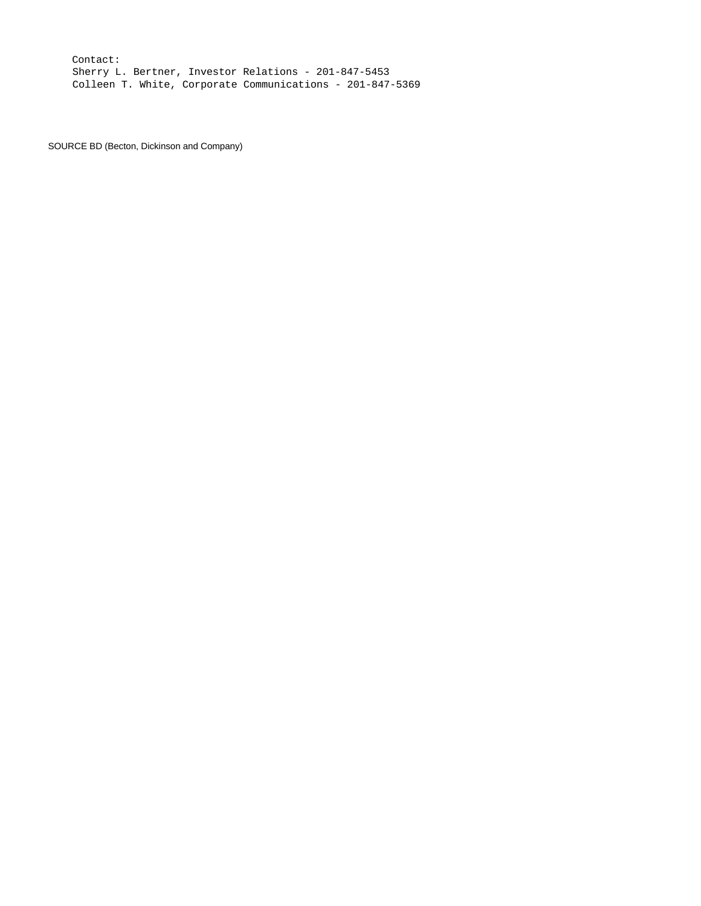Contact:
Sherry L. Bertner, Investor Relations - 201-847-5453
Colleen T. White, Corporate Communications - 201-847-5369

SOURCE BD (Becton, Dickinson and Company)